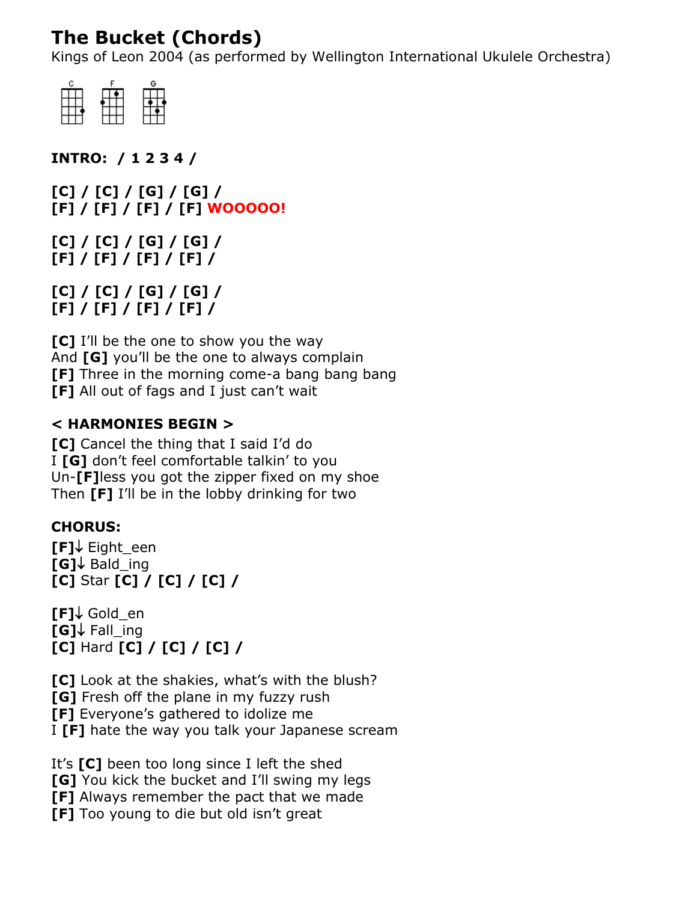# The Bucket (Chords)

Kings of Leon 2004 (as performed by Wellington International Ukulele Orchestra)

**INTRO: / 1 2 3 4 /**

**[C] / [C] / [G] / [G] /**
**[F] / [F] / [F] / [F] WOOOOO!**

**[C] / [C] / [G] / [G] /**
**[F] / [F] / [F] / [F] /**

**[C] / [C] / [G] / [G] /**
**[F] / [F] / [F] / [F] /**

**[C]** I'll be the one to show you the way
And **[G]** you'll be the one to always complain
**[F]** Three in the morning come-a bang bang bang
**[F]** All out of fags and I just can't wait

**< HARMONIES BEGIN >**

**[C]** Cancel the thing that I said I'd do
I **[G]** don't feel comfortable talkin' to you
Un-**[F]**less you got the zipper fixed on my shoe
Then **[F]** I'll be in the lobby drinking for two

**CHORUS:**

**[F]**↓ Eight_een
**[G]**↓ Bald_ing
**[C]** Star **[C] / [C] / [C] /**

**[F]**↓ Gold_en
**[G]**↓ Fall_ing
**[C]** Hard **[C] / [C] / [C] /**

**[C]** Look at the shakies, what's with the blush?
**[G]** Fresh off the plane in my fuzzy rush
**[F]** Everyone's gathered to idolize me
I **[F]** hate the way you talk your Japanese scream

It's **[C]** been too long since I left the shed
**[G]** You kick the bucket and I'll swing my legs
**[F]** Always remember the pact that we made
**[F]** Too young to die but old isn't great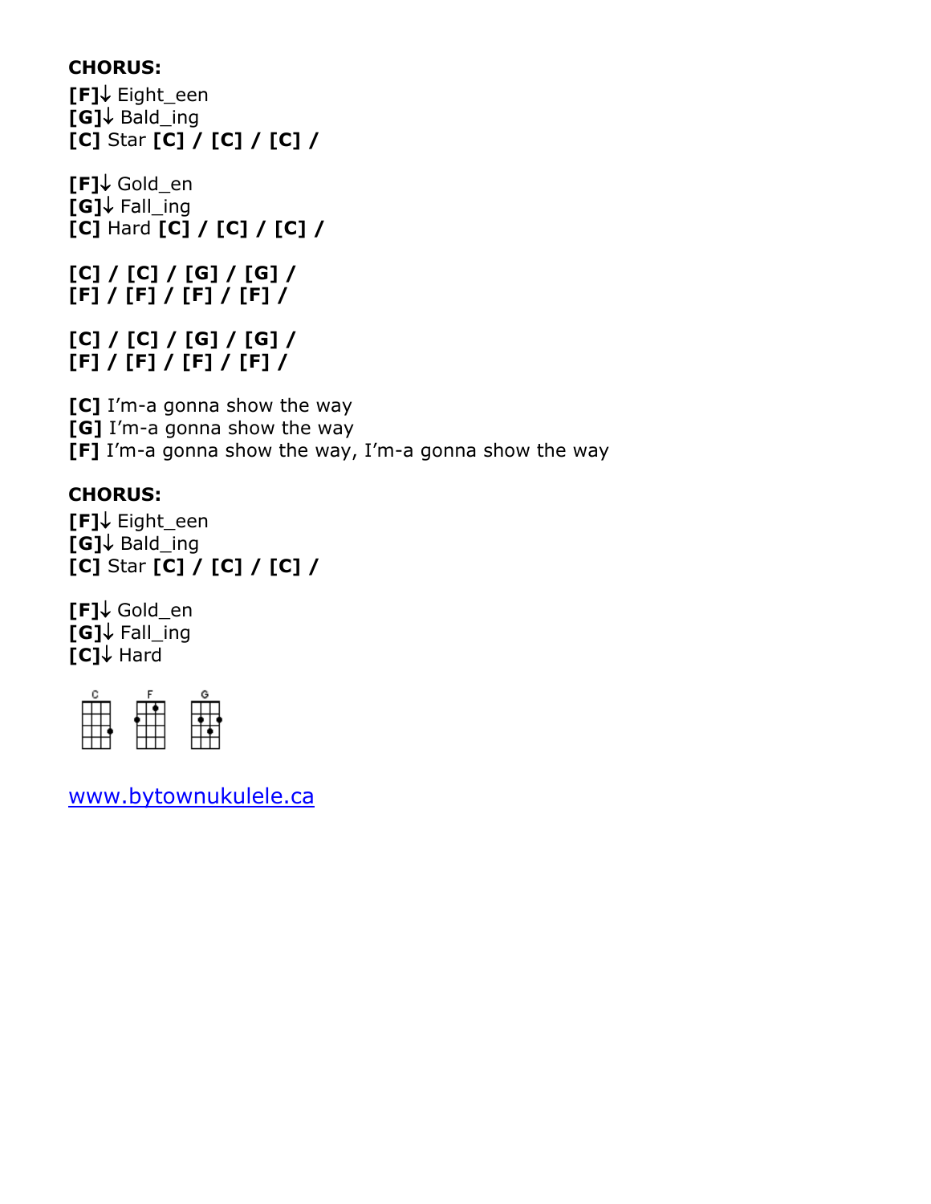**CHORUS:**
**[F]↓** Eight_een
**[G]↓** Bald_ing
**[C]** Star **[C] / [C] / [C] /**

**[F]↓** Gold_en
**[G]↓** Fall_ing
**[C]** Hard **[C] / [C] / [C] /**

**[C] / [C] / [G] / [G] /**
**[F] / [F] / [F] / [F] /**

**[C] / [C] / [G] / [G] /**
**[F] / [F] / [F] / [F] /**

**[C]** I'm-a gonna show the way
**[G]** I'm-a gonna show the way
**[F]** I'm-a gonna show the way, I'm-a gonna show the way

**CHORUS:**
**[F]↓** Eight_een
**[G]↓** Bald_ing
**[C]** Star **[C] / [C] / [C] /**

**[F]↓** Gold_en
**[G]↓** Fall_ing
**[C]↓** Hard

C F G

www.bytownukulele.ca